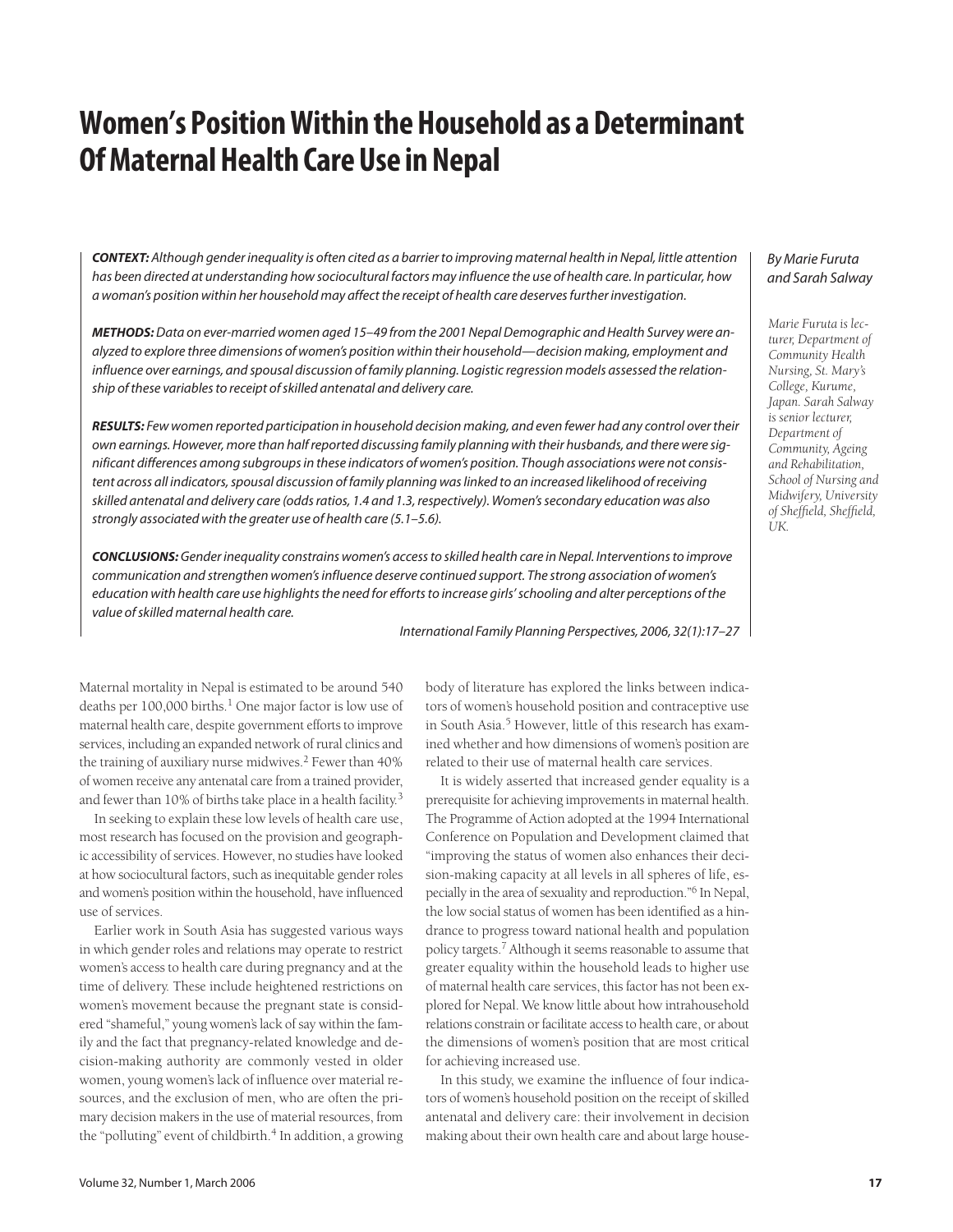# Women's Position Within the Household as a Determinant Of Maternal Health Care Use in Nepal

*By Marie Furuta and Sarah Salway*

*Marie Furuta is lecturer, Department of Community Health Nursing, St. Mary's College, Kurume, Japan. Sarah Salway is senior lecturer, Department of Community, Ageing and Rehabilitation, School of Nursing and Midwifery, University of Sheffield, Sheffield, UK.*

***CONTEXT:*** *Although gender inequality is often cited as a barrier to improving maternal health in Nepal, little attention has been directed at understanding how sociocultural factors may influence the use of health care. In particular, how a woman's position within her household may affect the receipt of health care deserves further investigation.*

***METHODS:*** *Data on ever-married women aged 15–49 from the 2001 Nepal Demographic and Health Survey were analyzed to explore three dimensions of women's position within their household—decision making, employment and influence over earnings, and spousal discussion of family planning. Logistic regression models assessed the relationship of these variables to receipt of skilled antenatal and delivery care.*

***RESULTS:*** *Few women reported participation in household decision making, and even fewer had any control over their own earnings. However, more than half reported discussing family planning with their husbands, and there were significant differences among subgroups in these indicators of women's position. Though associations were not consistent across all indicators, spousal discussion of family planning was linked to an increased likelihood of receiving skilled antenatal and delivery care (odds ratios, 1.4 and 1.3, respectively). Women's secondary education was also strongly associated with the greater use of health care (5.1–5.6).*

***CONCLUSIONS:*** *Gender inequality constrains women's access to skilled health care in Nepal. Interventions to improve communication and strengthen women's influence deserve continued support. The strong association of women's education with health care use highlights the need for efforts to increase girls' schooling and alter perceptions of the value of skilled maternal health care.*

*International Family Planning Perspectives, 2006, 32(1):17–27*

Maternal mortality in Nepal is estimated to be around 540 deaths per 100,000 births.[1] One major factor is low use of maternal health care, despite government efforts to improve services, including an expanded network of rural clinics and the training of auxiliary nurse midwives.[2] Fewer than 40% of women receive any antenatal care from a trained provider, and fewer than 10% of births take place in a health facility.[3]

In seeking to explain these low levels of health care use, most research has focused on the provision and geographic accessibility of services. However, no studies have looked at how sociocultural factors, such as inequitable gender roles and women's position within the household, have influenced use of services.

Earlier work in South Asia has suggested various ways in which gender roles and relations may operate to restrict women's access to health care during pregnancy and at the time of delivery. These include heightened restrictions on women's movement because the pregnant state is considered "shameful," young women's lack of say within the family and the fact that pregnancy-related knowledge and decision-making authority are commonly vested in older women, young women's lack of influence over material resources, and the exclusion of men, who are often the primary decision makers in the use of material resources, from the "polluting" event of childbirth.[4] In addition, a growing body of literature has explored the links between indicators of women's household position and contraceptive use in South Asia.[5] However, little of this research has examined whether and how dimensions of women's position are related to their use of maternal health care services.

It is widely asserted that increased gender equality is a prerequisite for achieving improvements in maternal health. The Programme of Action adopted at the 1994 International Conference on Population and Development claimed that "improving the status of women also enhances their decision-making capacity at all levels in all spheres of life, especially in the area of sexuality and reproduction."[6] In Nepal, the low social status of women has been identified as a hindrance to progress toward national health and population policy targets.[7] Although it seems reasonable to assume that greater equality within the household leads to higher use of maternal health care services, this factor has not been explored for Nepal. We know little about how intrahousehold relations constrain or facilitate access to health care, or about the dimensions of women's position that are most critical for achieving increased use.

In this study, we examine the influence of four indicators of women's household position on the receipt of skilled antenatal and delivery care: their involvement in decision making about their own health care and about large house-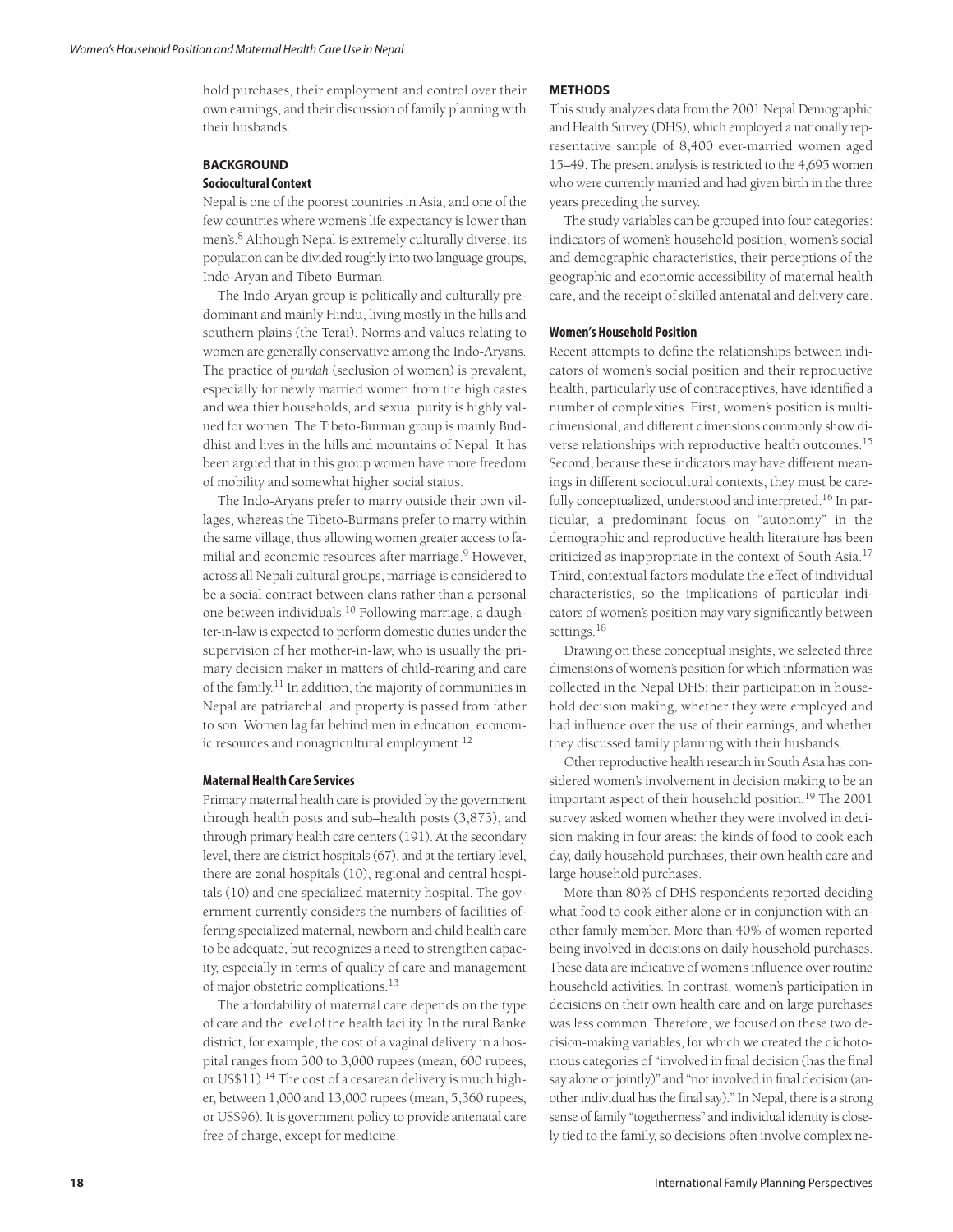hold purchases, their employment and control over their own earnings, and their discussion of family planning with their husbands.

## BACKGROUND

### Sociocultural Context

Nepal is one of the poorest countries in Asia, and one of the few countries where women's life expectancy is lower than men's.[8] Although Nepal is extremely culturally diverse, its population can be divided roughly into two language groups, Indo-Aryan and Tibeto-Burman.

The Indo-Aryan group is politically and culturally predominant and mainly Hindu, living mostly in the hills and southern plains (the Terai). Norms and values relating to women are generally conservative among the Indo-Aryans. The practice of *purdah* (seclusion of women) is prevalent, especially for newly married women from the high castes and wealthier households, and sexual purity is highly valued for women. The Tibeto-Burman group is mainly Buddhist and lives in the hills and mountains of Nepal. It has been argued that in this group women have more freedom of mobility and somewhat higher social status.

The Indo-Aryans prefer to marry outside their own villages, whereas the Tibeto-Burmans prefer to marry within the same village, thus allowing women greater access to familial and economic resources after marriage.[9] However, across all Nepali cultural groups, marriage is considered to be a social contract between clans rather than a personal one between individuals.[10] Following marriage, a daughter-in-law is expected to perform domestic duties under the supervision of her mother-in-law, who is usually the primary decision maker in matters of child-rearing and care of the family.[11] In addition, the majority of communities in Nepal are patriarchal, and property is passed from father to son. Women lag far behind men in education, economic resources and nonagricultural employment.[12]

### Maternal Health Care Services

Primary maternal health care is provided by the government through health posts and sub–health posts (3,873), and through primary health care centers (191). At the secondary level, there are district hospitals (67), and at the tertiary level, there are zonal hospitals (10), regional and central hospitals (10) and one specialized maternity hospital. The government currently considers the numbers of facilities offering specialized maternal, newborn and child health care to be adequate, but recognizes a need to strengthen capacity, especially in terms of quality of care and management of major obstetric complications.[13]

The affordability of maternal care depends on the type of care and the level of the health facility. In the rural Banke district, for example, the cost of a vaginal delivery in a hospital ranges from 300 to 3,000 rupees (mean, 600 rupees, or US$11).[14] The cost of a cesarean delivery is much higher, between 1,000 and 13,000 rupees (mean, 5,360 rupees, or US$96). It is government policy to provide antenatal care free of charge, except for medicine.

## METHODS

This study analyzes data from the 2001 Nepal Demographic and Health Survey (DHS), which employed a nationally representative sample of 8,400 ever-married women aged 15–49. The present analysis is restricted to the 4,695 women who were currently married and had given birth in the three years preceding the survey.

The study variables can be grouped into four categories: indicators of women's household position, women's social and demographic characteristics, their perceptions of the geographic and economic accessibility of maternal health care, and the receipt of skilled antenatal and delivery care.

### Women's Household Position

Recent attempts to define the relationships between indicators of women's social position and their reproductive health, particularly use of contraceptives, have identified a number of complexities. First, women's position is multidimensional, and different dimensions commonly show diverse relationships with reproductive health outcomes.[15] Second, because these indicators may have different meanings in different sociocultural contexts, they must be carefully conceptualized, understood and interpreted.[16] In particular, a predominant focus on "autonomy" in the demographic and reproductive health literature has been criticized as inappropriate in the context of South Asia.[17] Third, contextual factors modulate the effect of individual characteristics, so the implications of particular indicators of women's position may vary significantly between settings.[18]

Drawing on these conceptual insights, we selected three dimensions of women's position for which information was collected in the Nepal DHS: their participation in household decision making, whether they were employed and had influence over the use of their earnings, and whether they discussed family planning with their husbands.

Other reproductive health research in South Asia has considered women's involvement in decision making to be an important aspect of their household position.[19] The 2001 survey asked women whether they were involved in decision making in four areas: the kinds of food to cook each day, daily household purchases, their own health care and large household purchases.

More than 80% of DHS respondents reported deciding what food to cook either alone or in conjunction with another family member. More than 40% of women reported being involved in decisions on daily household purchases. These data are indicative of women's influence over routine household activities. In contrast, women's participation in decisions on their own health care and on large purchases was less common. Therefore, we focused on these two decision-making variables, for which we created the dichotomous categories of "involved in final decision (has the final say alone or jointly)" and "not involved in final decision (another individual has the final say)." In Nepal, there is a strong sense of family "togetherness" and individual identity is closely tied to the family, so decisions often involve complex ne-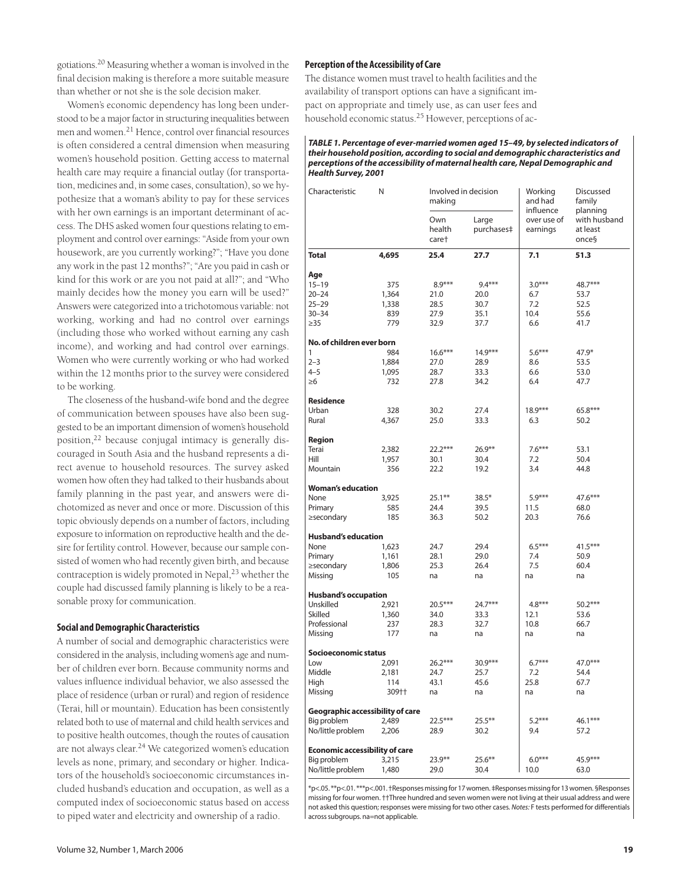gotiations.[20] Measuring whether a woman is involved in the final decision making is therefore a more suitable measure than whether or not she is the sole decision maker.

Women's economic dependency has long been understood to be a major factor in structuring inequalities between men and women.[21] Hence, control over financial resources is often considered a central dimension when measuring women's household position. Getting access to maternal health care may require a financial outlay (for transportation, medicines and, in some cases, consultation), so we hypothesize that a woman's ability to pay for these services with her own earnings is an important determinant of access. The DHS asked women four questions relating to employment and control over earnings: "Aside from your own housework, are you currently working?"; "Have you done any work in the past 12 months?"; "Are you paid in cash or kind for this work or are you not paid at all?"; and "Who mainly decides how the money you earn will be used?" Answers were categorized into a trichotomous variable: not working, working and had no control over earnings (including those who worked without earning any cash income), and working and had control over earnings. Women who were currently working or who had worked within the 12 months prior to the survey were considered to be working.

The closeness of the husband-wife bond and the degree of communication between spouses have also been suggested to be an important dimension of women's household position,[22] because conjugal intimacy is generally discouraged in South Asia and the husband represents a direct avenue to household resources. The survey asked women how often they had talked to their husbands about family planning in the past year, and answers were dichotomized as never and once or more. Discussion of this topic obviously depends on a number of factors, including exposure to information on reproductive health and the desire for fertility control. However, because our sample consisted of women who had recently given birth, and because contraception is widely promoted in Nepal,[23] whether the couple had discussed family planning is likely to be a reasonable proxy for communication.

### Social and Demographic Characteristics

A number of social and demographic characteristics were considered in the analysis, including women's age and number of children ever born. Because community norms and values influence individual behavior, we also assessed the place of residence (urban or rural) and region of residence (Terai, hill or mountain). Education has been consistently related both to use of maternal and child health services and to positive health outcomes, though the routes of causation are not always clear.[24] We categorized women's education levels as none, primary, and secondary or higher. Indicators of the household's socioeconomic circumstances included husband's education and occupation, as well as a computed index of socioeconomic status based on access to piped water and electricity and ownership of a radio.

### Perception of the Accessibility of Care

The distance women must travel to health facilities and the availability of transport options can have a significant impact on appropriate and timely use, as can user fees and household economic status.[25] However, perceptions of ac-

***TABLE 1. Percentage of ever-married women aged 15–49, by selected indicators of their household position, according to social and demographic characteristics and perceptions of the accessibility of maternal health care, Nepal Demographic and Health Survey, 2001***

| Characteristic | N | Involved in decision making | | Working and had influence over use of earnings | Discussed family planning with husband at least once§ |
|---|---|---|---|---|---|
| | | Own health care† | Large purchases‡ | | |
| **Total** | **4,695** | **25.4** | **27.7** | **7.1** | **51.3** |
| **Age** | | | | | |
| 15–19 | 375 | 8.9*** | 9.4*** | 3.0*** | 48.7*** |
| 20–24 | 1,364 | 21.0 | 20.0 | 6.7 | 53.7 |
| 25–29 | 1,338 | 28.5 | 30.7 | 7.2 | 52.5 |
| 30–34 | 839 | 27.9 | 35.1 | 10.4 | 55.6 |
| ≥35 | 779 | 32.9 | 37.7 | 6.6 | 41.7 |
| **No. of children ever born** | | | | | |
| 1 | 984 | 16.6*** | 14.9*** | 5.6*** | 47.9* |
| 2–3 | 1,884 | 27.0 | 28.9 | 8.6 | 53.5 |
| 4–5 | 1,095 | 28.7 | 33.3 | 6.6 | 53.0 |
| ≥6 | 732 | 27.8 | 34.2 | 6.4 | 47.7 |
| **Residence** | | | | | |
| Urban | 328 | 30.2 | 27.4 | 18.9*** | 65.8*** |
| Rural | 4,367 | 25.0 | 33.3 | 6.3 | 50.2 |
| **Region** | | | | | |
| Terai | 2,382 | 22.2*** | 26.9** | 7.6*** | 53.1 |
| Hill | 1,957 | 30.1 | 30.4 | 7.2 | 50.4 |
| Mountain | 356 | 22.2 | 19.2 | 3.4 | 44.8 |
| **Woman's education** | | | | | |
| None | 3,925 | 25.1** | 38.5* | 5.9*** | 47.6*** |
| Primary | 585 | 24.4 | 39.5 | 11.5 | 68.0 |
| ≥secondary | 185 | 36.3 | 50.2 | 20.3 | 76.6 |
| **Husband's education** | | | | | |
| None | 1,623 | 24.7 | 29.4 | 6.5*** | 41.5*** |
| Primary | 1,161 | 28.1 | 29.0 | 7.4 | 50.9 |
| ≥secondary | 1,806 | 25.3 | 26.4 | 7.5 | 60.4 |
| Missing | 105 | na | na | na | na |
| **Husband's occupation** | | | | | |
| Unskilled | 2,921 | 20.5*** | 24.7*** | 4.8*** | 50.2*** |
| Skilled | 1,360 | 34.0 | 33.3 | 12.1 | 53.6 |
| Professional | 237 | 28.3 | 32.7 | 10.8 | 66.7 |
| Missing | 177 | na | na | na | na |
| **Socioeconomic status** | | | | | |
| Low | 2,091 | 26.2*** | 30.9*** | 6.7*** | 47.0*** |
| Middle | 2,181 | 24.7 | 25.7 | 7.2 | 54.4 |
| High | 114 | 43.1 | 45.6 | 25.8 | 67.7 |
| Missing | 309†† | na | na | na | na |
| **Geographic accessibility of care** | | | | | |
| Big problem | 2,489 | 22.5*** | 25.5** | 5.2*** | 46.1*** |
| No/little problem | 2,206 | 28.9 | 30.2 | 9.4 | 57.2 |
| **Economic accessibility of care** | | | | | |
| Big problem | 3,215 | 23.9** | 25.6** | 6.0*** | 45.9*** |
| No/little problem | 1,480 | 29.0 | 30.4 | 10.0 | 63.0 |

*p<.05. **p<.01. ***p<.001. †Responses missing for 17 women. ‡Responses missing for 13 women. §Responses missing for four women. ††Three hundred and seven women were not living at their usual address and were not asked this question; responses were missing for two other cases. *Notes:* F tests performed for differentials across subgroups. na=not applicable.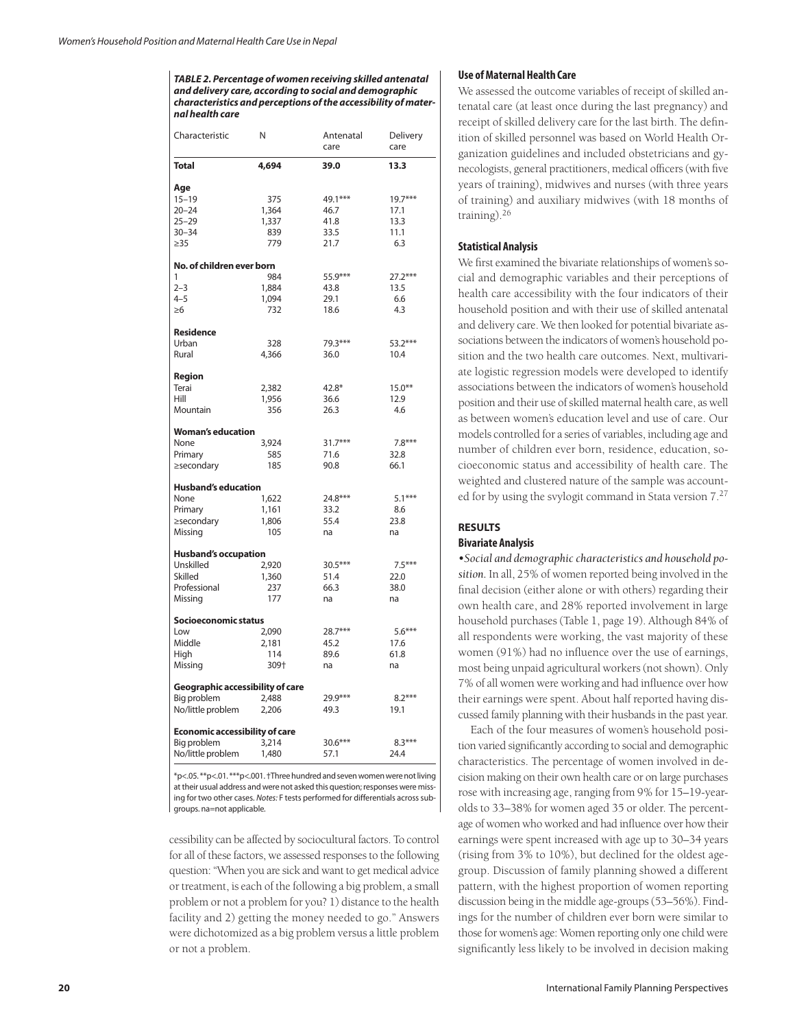**TABLE 2. Percentage of women receiving skilled antenatal and delivery care, according to social and demographic characteristics and perceptions of the accessibility of maternal health care**

| Characteristic | N | Antenatal care | Delivery care |
|---|---|---|---|
| **Total** | **4,694** | **39.0** | **13.3** |
| **Age** | | | |
| 15–19 | 375 | 49.1*** | 19.7*** |
| 20–24 | 1,364 | 46.7 | 17.1 |
| 25–29 | 1,337 | 41.8 | 13.3 |
| 30–34 | 839 | 33.5 | 11.1 |
| ≥35 | 779 | 21.7 | 6.3 |
| **No. of children ever born** | | | |
| 1 | 984 | 55.9*** | 27.2*** |
| 2–3 | 1,884 | 43.8 | 13.5 |
| 4–5 | 1,094 | 29.1 | 6.6 |
| ≥6 | 732 | 18.6 | 4.3 |
| **Residence** | | | |
| Urban | 328 | 79.3*** | 53.2*** |
| Rural | 4,366 | 36.0 | 10.4 |
| **Region** | | | |
| Terai | 2,382 | 42.8* | 15.0** |
| Hill | 1,956 | 36.6 | 12.9 |
| Mountain | 356 | 26.3 | 4.6 |
| **Woman's education** | | | |
| None | 3,924 | 31.7*** | 7.8*** |
| Primary | 585 | 71.6 | 32.8 |
| ≥secondary | 185 | 90.8 | 66.1 |
| **Husband's education** | | | |
| None | 1,622 | 24.8*** | 5.1*** |
| Primary | 1,161 | 33.2 | 8.6 |
| ≥secondary | 1,806 | 55.4 | 23.8 |
| Missing | 105 | na | na |
| **Husband's occupation** | | | |
| Unskilled | 2,920 | 30.5*** | 7.5*** |
| Skilled | 1,360 | 51.4 | 22.0 |
| Professional | 237 | 66.3 | 38.0 |
| Missing | 177 | na | na |
| **Socioeconomic status** | | | |
| Low | 2,090 | 28.7*** | 5.6*** |
| Middle | 2,181 | 45.2 | 17.6 |
| High | 114 | 89.6 | 61.8 |
| Missing | 309† | na | na |
| **Geographic accessibility of care** | | | |
| Big problem | 2,488 | 29.9*** | 8.2*** |
| No/little problem | 2,206 | 49.3 | 19.1 |
| **Economic accessibility of care** | | | |
| Big problem | 3,214 | 30.6*** | 8.3*** |
| No/little problem | 1,480 | 57.1 | 24.4 |

*p<.05. **p<.01. ***p<.001. †Three hundred and seven women were not living at their usual address and were not asked this question; responses were missing for two other cases. *Notes:* F tests performed for differentials across subgroups. na=not applicable.

cessibility can be affected by sociocultural factors. To control for all of these factors, we assessed responses to the following question: "When you are sick and want to get medical advice or treatment, is each of the following a big problem, a small problem or not a problem for you? 1) distance to the health facility and 2) getting the money needed to go." Answers were dichotomized as a big problem versus a little problem or not a problem.

### Use of Maternal Health Care

We assessed the outcome variables of receipt of skilled antenatal care (at least once during the last pregnancy) and receipt of skilled delivery care for the last birth. The definition of skilled personnel was based on World Health Organization guidelines and included obstetricians and gynecologists, general practitioners, medical officers (with five years of training), midwives and nurses (with three years of training) and auxiliary midwives (with 18 months of training).[26]

### Statistical Analysis

We first examined the bivariate relationships of women's social and demographic variables and their perceptions of health care accessibility with the four indicators of their household position and with their use of skilled antenatal and delivery care. We then looked for potential bivariate associations between the indicators of women's household position and the two health care outcomes. Next, multivariate logistic regression models were developed to identify associations between the indicators of women's household position and their use of skilled maternal health care, as well as between women's education level and use of care. Our models controlled for a series of variables, including age and number of children ever born, residence, education, socioeconomic status and accessibility of health care. The weighted and clustered nature of the sample was accounted for by using the svylogit command in Stata version 7.[27]

## RESULTS

### Bivariate Analysis

•*Social and demographic characteristics and household position.* In all, 25% of women reported being involved in the final decision (either alone or with others) regarding their own health care, and 28% reported involvement in large household purchases (Table 1, page 19). Although 84% of all respondents were working, the vast majority of these women (91%) had no influence over the use of earnings, most being unpaid agricultural workers (not shown). Only 7% of all women were working and had influence over how their earnings were spent. About half reported having discussed family planning with their husbands in the past year.

Each of the four measures of women's household position varied significantly according to social and demographic characteristics. The percentage of women involved in decision making on their own health care or on large purchases rose with increasing age, ranging from 9% for 15–19-year-olds to 33–38% for women aged 35 or older. The percentage of women who worked and had influence over how their earnings were spent increased with age up to 30–34 years (rising from 3% to 10%), but declined for the oldest age-group. Discussion of family planning showed a different pattern, with the highest proportion of women reporting discussion being in the middle age-groups (53–56%). Findings for the number of children ever born were similar to those for women's age: Women reporting only one child were significantly less likely to be involved in decision making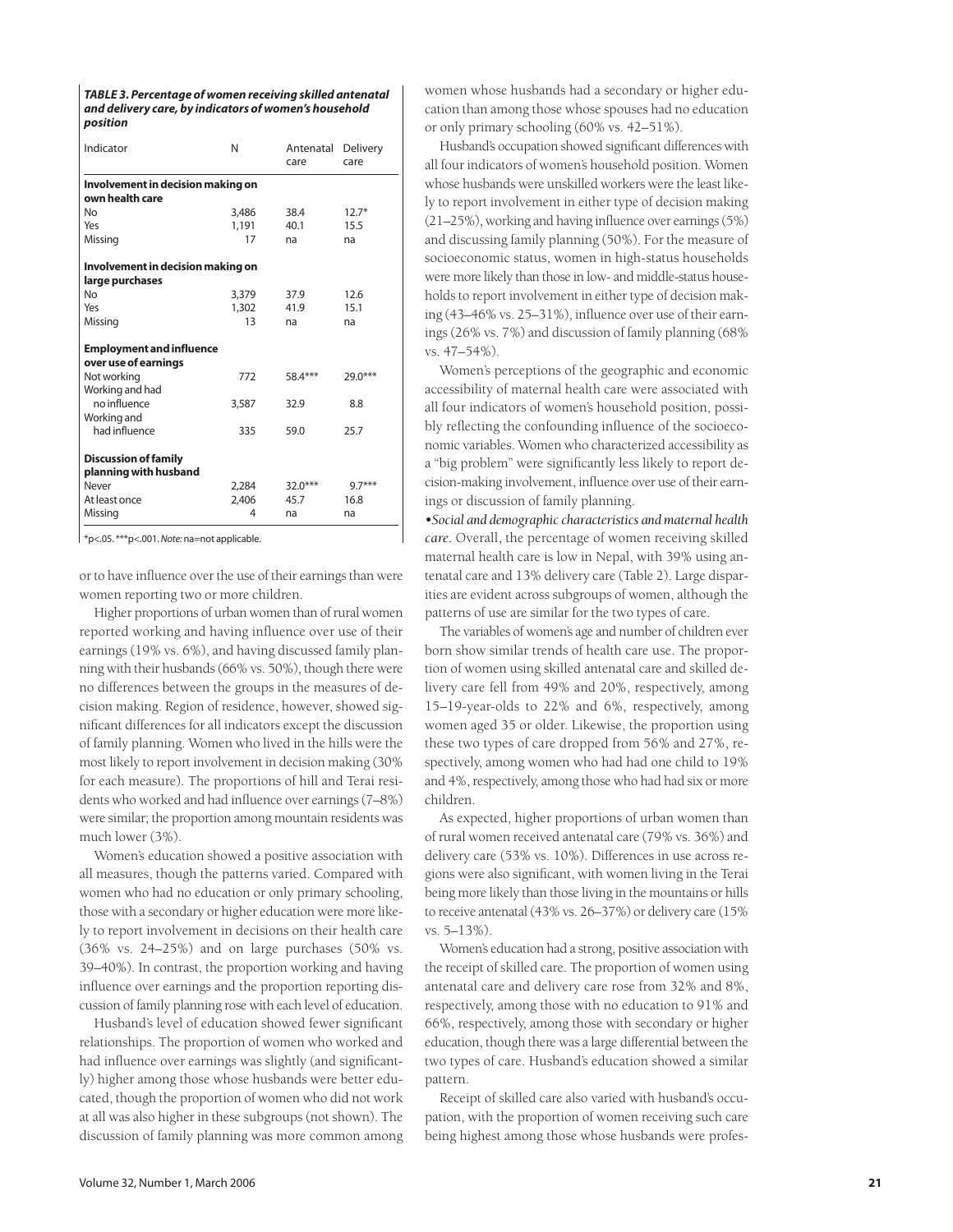**TABLE 3. Percentage of women receiving skilled antenatal and delivery care, by indicators of women's household position**

| Indicator | N | Antenatal care | Delivery care |
|---|---|---|---|
| **Involvement in decision making on own health care** | | | |
| No | 3,486 | 38.4 | 12.7* |
| Yes | 1,191 | 40.1 | 15.5 |
| Missing | 17 | na | na |
| **Involvement in decision making on large purchases** | | | |
| No | 3,379 | 37.9 | 12.6 |
| Yes | 1,302 | 41.9 | 15.1 |
| Missing | 13 | na | na |
| **Employment and influence over use of earnings** | | | |
| Not working | 772 | 58.4*** | 29.0*** |
| Working and had no influence | 3,587 | 32.9 | 8.8 |
| Working and had influence | 335 | 59.0 | 25.7 |
| **Discussion of family planning with husband** | | | |
| Never | 2,284 | 32.0*** | 9.7*** |
| At least once | 2,406 | 45.7 | 16.8 |
| Missing | 4 | na | na |

*p<.05. ***p<.001. *Note:* na=not applicable.

or to have influence over the use of their earnings than were women reporting two or more children.

Higher proportions of urban women than of rural women reported working and having influence over use of their earnings (19% vs. 6%), and having discussed family planning with their husbands (66% vs. 50%), though there were no differences between the groups in the measures of decision making. Region of residence, however, showed significant differences for all indicators except the discussion of family planning. Women who lived in the hills were the most likely to report involvement in decision making (30% for each measure). The proportions of hill and Terai residents who worked and had influence over earnings (7–8%) were similar; the proportion among mountain residents was much lower (3%).

Women's education showed a positive association with all measures, though the patterns varied. Compared with women who had no education or only primary schooling, those with a secondary or higher education were more likely to report involvement in decisions on their health care (36% vs. 24–25%) and on large purchases (50% vs. 39–40%). In contrast, the proportion working and having influence over earnings and the proportion reporting discussion of family planning rose with each level of education.

Husband's level of education showed fewer significant relationships. The proportion of women who worked and had influence over earnings was slightly (and significantly) higher among those whose husbands were better educated, though the proportion of women who did not work at all was also higher in these subgroups (not shown). The discussion of family planning was more common among women whose husbands had a secondary or higher education than among those whose spouses had no education or only primary schooling (60% vs. 42–51%).

Husband's occupation showed significant differences with all four indicators of women's household position. Women whose husbands were unskilled workers were the least likely to report involvement in either type of decision making (21–25%), working and having influence over earnings (5%) and discussing family planning (50%). For the measure of socioeconomic status, women in high-status households were more likely than those in low- and middle-status households to report involvement in either type of decision making (43–46% vs. 25–31%), influence over use of their earnings (26% vs. 7%) and discussion of family planning (68% vs. 47–54%).

Women's perceptions of the geographic and economic accessibility of maternal health care were associated with all four indicators of women's household position, possibly reflecting the confounding influence of the socioeconomic variables. Women who characterized accessibility as a "big problem" were significantly less likely to report decision-making involvement, influence over use of their earnings or discussion of family planning.

*•Social and demographic characteristics and maternal health care.* Overall, the percentage of women receiving skilled maternal health care is low in Nepal, with 39% using antenatal care and 13% delivery care (Table 2). Large disparities are evident across subgroups of women, although the patterns of use are similar for the two types of care.

The variables of women's age and number of children ever born show similar trends of health care use. The proportion of women using skilled antenatal care and skilled delivery care fell from 49% and 20%, respectively, among 15–19-year-olds to 22% and 6%, respectively, among women aged 35 or older. Likewise, the proportion using these two types of care dropped from 56% and 27%, respectively, among women who had had one child to 19% and 4%, respectively, among those who had had six or more children.

As expected, higher proportions of urban women than of rural women received antenatal care (79% vs. 36%) and delivery care (53% vs. 10%). Differences in use across regions were also significant, with women living in the Terai being more likely than those living in the mountains or hills to receive antenatal (43% vs. 26–37%) or delivery care (15% vs. 5–13%).

Women's education had a strong, positive association with the receipt of skilled care. The proportion of women using antenatal care and delivery care rose from 32% and 8%, respectively, among those with no education to 91% and 66%, respectively, among those with secondary or higher education, though there was a large differential between the two types of care. Husband's education showed a similar pattern.

Receipt of skilled care also varied with husband's occupation, with the proportion of women receiving such care being highest among those whose husbands were profes-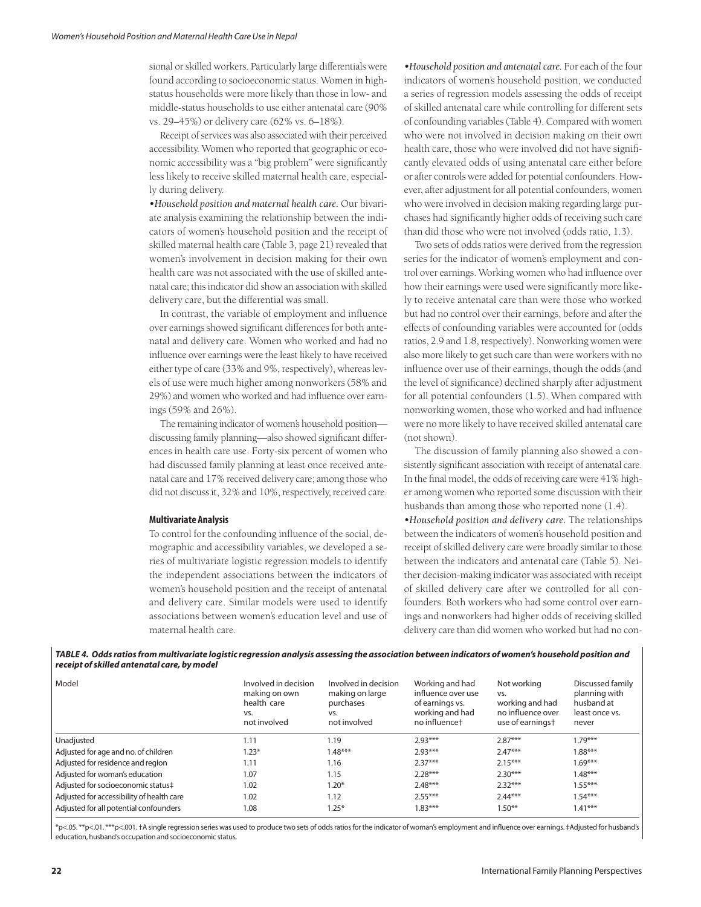sional or skilled workers. Particularly large differentials were found according to socioeconomic status. Women in high-status households were more likely than those in low- and middle-status households to use either antenatal care (90% vs. 29–45%) or delivery care (62% vs. 6–18%).

Receipt of services was also associated with their perceived accessibility. Women who reported that geographic or economic accessibility was a "big problem" were significantly less likely to receive skilled maternal health care, especially during delivery.

*•Household position and maternal health care.* Our bivariate analysis examining the relationship between the indicators of women's household position and the receipt of skilled maternal health care (Table 3, page 21) revealed that women's involvement in decision making for their own health care was not associated with the use of skilled antenatal care; this indicator did show an association with skilled delivery care, but the differential was small.

In contrast, the variable of employment and influence over earnings showed significant differences for both antenatal and delivery care. Women who worked and had no influence over earnings were the least likely to have received either type of care (33% and 9%, respectively), whereas levels of use were much higher among nonworkers (58% and 29%) and women who worked and had influence over earnings (59% and 26%).

The remaining indicator of women's household position—discussing family planning—also showed significant differences in health care use. Forty-six percent of women who had discussed family planning at least once received antenatal care and 17% received delivery care; among those who did not discuss it, 32% and 10%, respectively, received care.

### Multivariate Analysis

To control for the confounding influence of the social, demographic and accessibility variables, we developed a series of multivariate logistic regression models to identify the independent associations between the indicators of women's household position and the receipt of antenatal and delivery care. Similar models were used to identify associations between women's education level and use of maternal health care.

*•Household position and antenatal care.* For each of the four indicators of women's household position, we conducted a series of regression models assessing the odds of receipt of skilled antenatal care while controlling for different sets of confounding variables (Table 4). Compared with women who were not involved in decision making on their own health care, those who were involved did not have significantly elevated odds of using antenatal care either before or after controls were added for potential confounders. However, after adjustment for all potential confounders, women who were involved in decision making regarding large purchases had significantly higher odds of receiving such care than did those who were not involved (odds ratio, 1.3).

Two sets of odds ratios were derived from the regression series for the indicator of women's employment and control over earnings. Working women who had influence over how their earnings were used were significantly more likely to receive antenatal care than were those who worked but had no control over their earnings, before and after the effects of confounding variables were accounted for (odds ratios, 2.9 and 1.8, respectively). Nonworking women were also more likely to get such care than were workers with no influence over use of their earnings, though the odds (and the level of significance) declined sharply after adjustment for all potential confounders (1.5). When compared with nonworking women, those who worked and had influence were no more likely to have received skilled antenatal care (not shown).

The discussion of family planning also showed a consistently significant association with receipt of antenatal care. In the final model, the odds of receiving care were 41% higher among women who reported some discussion with their husbands than among those who reported none (1.4).

*•Household position and delivery care.* The relationships between the indicators of women's household position and receipt of skilled delivery care were broadly similar to those between the indicators and antenatal care (Table 5). Neither decision-making indicator was associated with receipt of skilled delivery care after we controlled for all confounders. Both workers who had some control over earnings and nonworkers had higher odds of receiving skilled delivery care than did women who worked but had no con-

***TABLE 4. Odds ratios from multivariate logistic regression analysis assessing the association between indicators of women's household position and receipt of skilled antenatal care, by model***

| Model | Involved in decision making on own health care vs. not involved | Involved in decision making on large purchases vs. not involved | Working and had influence over use of earnings vs. working and had no influence† | Not working vs. working and had no influence over use of earnings† | Discussed family planning with husband at least once vs. never |
|---|---|---|---|---|---|
| Unadjusted | 1.11 | 1.19 | 2.93*** | 2.87*** | 1.79*** |
| Adjusted for age and no. of children | 1.23* | 1.48*** | 2.93*** | 2.47*** | 1.88*** |
| Adjusted for residence and region | 1.11 | 1.16 | 2.37*** | 2.15*** | 1.69*** |
| Adjusted for woman's education | 1.07 | 1.15 | 2.28*** | 2.30*** | 1.48*** |
| Adjusted for socioeconomic status‡ | 1.02 | 1.20* | 2.48*** | 2.32*** | 1.55*** |
| Adjusted for accessibility of health care | 1.02 | 1.12 | 2.55*** | 2.44*** | 1.54*** |
| Adjusted for all potential confounders | 1.08 | 1.25* | 1.83*** | 1.50** | 1.41*** |

*p<.05. **p<.01. ***p<.001. †A single regression series was used to produce two sets of odds ratios for the indicator of woman's employment and influence over earnings. ‡Adjusted for husband's education, husband's occupation and socioeconomic status.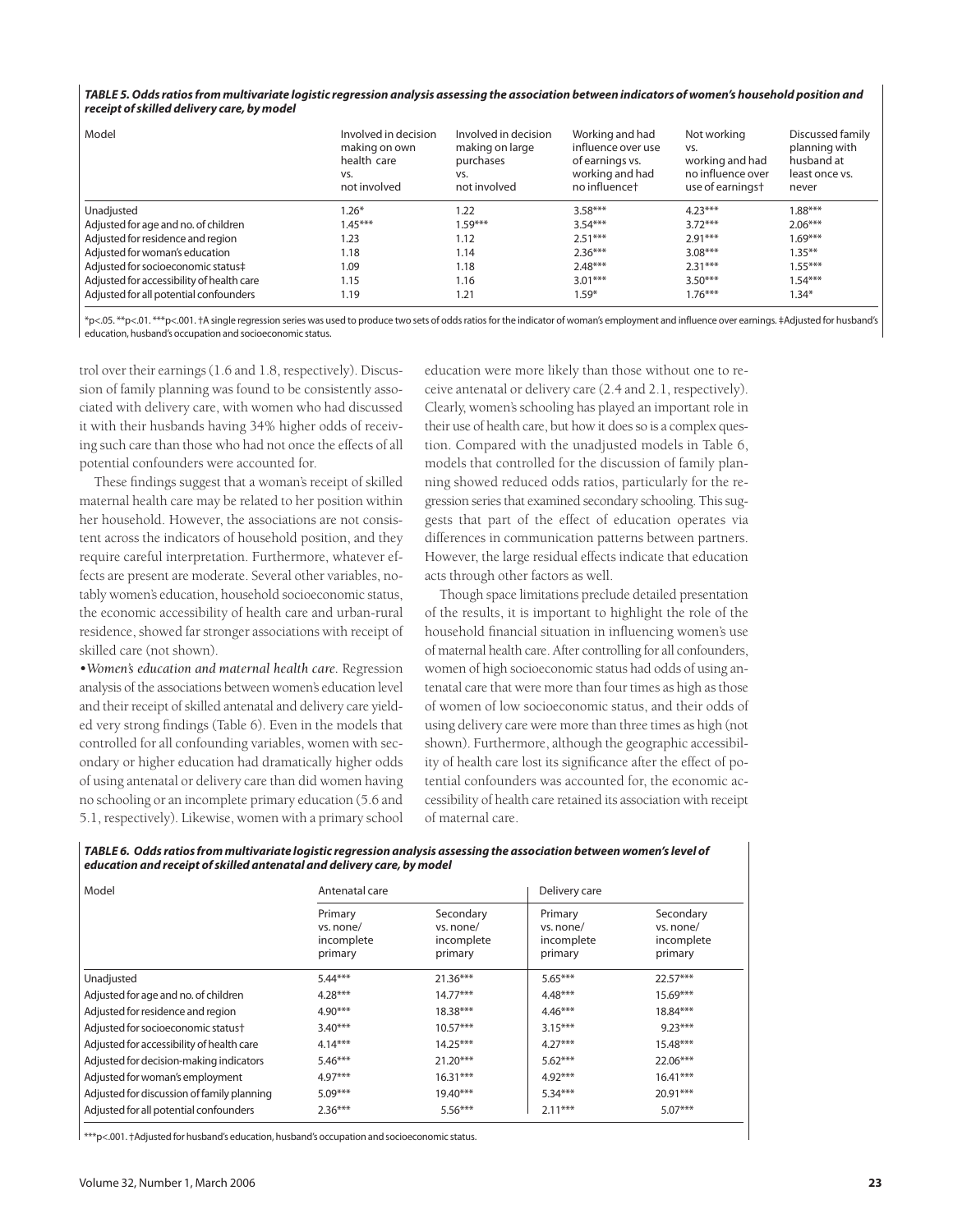*TABLE 5. Odds ratios from multivariate logistic regression analysis assessing the association between indicators of women's household position and receipt of skilled delivery care, by model*

| Model | Involved in decision making on own health care vs. not involved | Involved in decision making on large purchases vs. not involved | Working and had influence over use of earnings vs. working and had no influence† | Not working vs. working and had no influence over use of earnings† | Discussed family planning with husband at least once vs. never |
|---|---|---|---|---|---|
| Unadjusted | 1.26* | 1.22 | 3.58*** | 4.23*** | 1.88*** |
| Adjusted for age and no. of children | 1.45*** | 1.59*** | 3.54*** | 3.72*** | 2.06*** |
| Adjusted for residence and region | 1.23 | 1.12 | 2.51*** | 2.91*** | 1.69*** |
| Adjusted for woman's education | 1.18 | 1.14 | 2.36*** | 3.08*** | 1.35** |
| Adjusted for socioeconomic status‡ | 1.09 | 1.18 | 2.48*** | 2.31*** | 1.55*** |
| Adjusted for accessibility of health care | 1.15 | 1.16 | 3.01*** | 3.50*** | 1.54*** |
| Adjusted for all potential confounders | 1.19 | 1.21 | 1.59* | 1.76*** | 1.34* |

*p<.05. **p<.01. ***p<.001. †A single regression series was used to produce two sets of odds ratios for the indicator of woman's employment and influence over earnings. ‡Adjusted for husband's education, husband's occupation and socioeconomic status.

trol over their earnings (1.6 and 1.8, respectively). Discussion of family planning was found to be consistently associated with delivery care, with women who had discussed it with their husbands having 34% higher odds of receiving such care than those who had not once the effects of all potential confounders were accounted for.

These findings suggest that a woman's receipt of skilled maternal health care may be related to her position within her household. However, the associations are not consistent across the indicators of household position, and they require careful interpretation. Furthermore, whatever effects are present are moderate. Several other variables, notably women's education, household socioeconomic status, the economic accessibility of health care and urban-rural residence, showed far stronger associations with receipt of skilled care (not shown).

•*Women's education and maternal health care.* Regression analysis of the associations between women's education level and their receipt of skilled antenatal and delivery care yielded very strong findings (Table 6). Even in the models that controlled for all confounding variables, women with secondary or higher education had dramatically higher odds of using antenatal or delivery care than did women having no schooling or an incomplete primary education (5.6 and 5.1, respectively). Likewise, women with a primary school education were more likely than those without one to receive antenatal or delivery care (2.4 and 2.1, respectively). Clearly, women's schooling has played an important role in their use of health care, but how it does so is a complex question. Compared with the unadjusted models in Table 6, models that controlled for the discussion of family planning showed reduced odds ratios, particularly for the regression series that examined secondary schooling. This suggests that part of the effect of education operates via differences in communication patterns between partners. However, the large residual effects indicate that education acts through other factors as well.

Though space limitations preclude detailed presentation of the results, it is important to highlight the role of the household financial situation in influencing women's use of maternal health care. After controlling for all confounders, women of high socioeconomic status had odds of using antenatal care that were more than four times as high as those of women of low socioeconomic status, and their odds of using delivery care were more than three times as high (not shown). Furthermore, although the geographic accessibility of health care lost its significance after the effect of potential confounders was accounted for, the economic accessibility of health care retained its association with receipt of maternal care.

*TABLE 6. Odds ratios from multivariate logistic regression analysis assessing the association between women's level of education and receipt of skilled antenatal and delivery care, by model*

| Model | Antenatal care | | Delivery care | |
|---|---|---|---|---|
| | Primary vs. none/ incomplete primary | Secondary vs. none/ incomplete primary | Primary vs. none/ incomplete primary | Secondary vs. none/ incomplete primary |
| Unadjusted | 5.44*** | 21.36*** | 5.65*** | 22.57*** |
| Adjusted for age and no. of children | 4.28*** | 14.77*** | 4.48*** | 15.69*** |
| Adjusted for residence and region | 4.90*** | 18.38*** | 4.46*** | 18.84*** |
| Adjusted for socioeconomic status† | 3.40*** | 10.57*** | 3.15*** | 9.23*** |
| Adjusted for accessibility of health care | 4.14*** | 14.25*** | 4.27*** | 15.48*** |
| Adjusted for decision-making indicators | 5.46*** | 21.20*** | 5.62*** | 22.06*** |
| Adjusted for woman's employment | 4.97*** | 16.31*** | 4.92*** | 16.41*** |
| Adjusted for discussion of family planning | 5.09*** | 19.40*** | 5.34*** | 20.91*** |
| Adjusted for all potential confounders | 2.36*** | 5.56*** | 2.11*** | 5.07*** |

***p<.001. †Adjusted for husband's education, husband's occupation and socioeconomic status.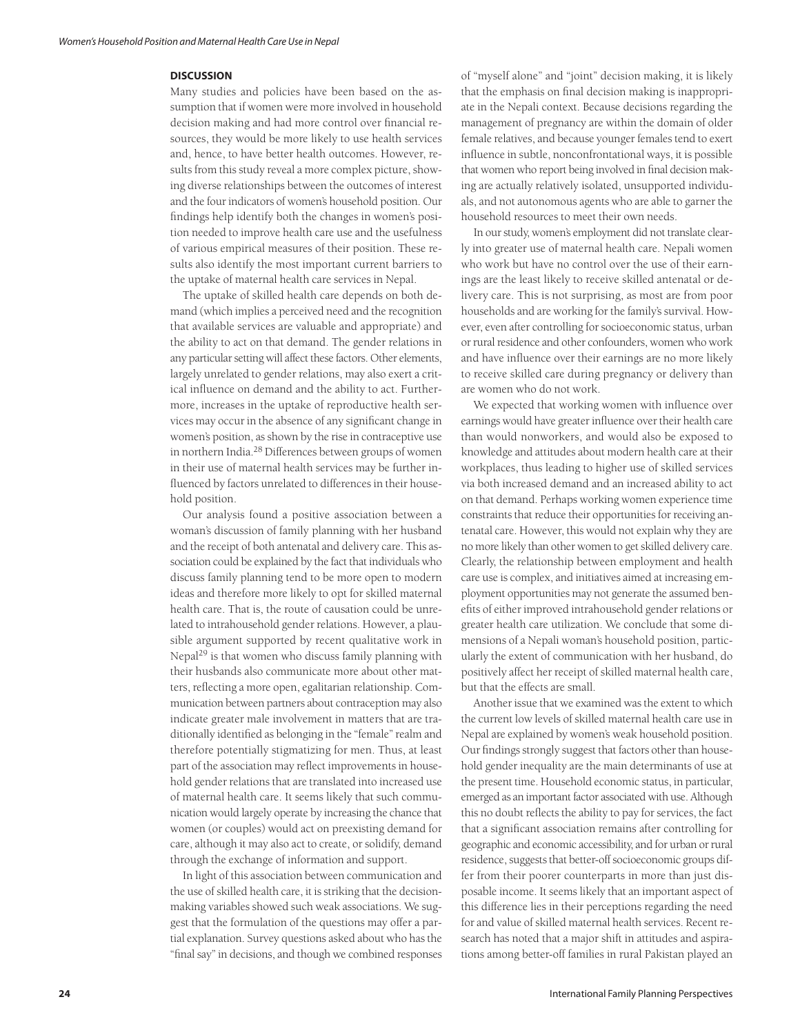## DISCUSSION

Many studies and policies have been based on the assumption that if women were more involved in household decision making and had more control over financial resources, they would be more likely to use health services and, hence, to have better health outcomes. However, results from this study reveal a more complex picture, showing diverse relationships between the outcomes of interest and the four indicators of women's household position. Our findings help identify both the changes in women's position needed to improve health care use and the usefulness of various empirical measures of their position. These results also identify the most important current barriers to the uptake of maternal health care services in Nepal.

The uptake of skilled health care depends on both demand (which implies a perceived need and the recognition that available services are valuable and appropriate) and the ability to act on that demand. The gender relations in any particular setting will affect these factors. Other elements, largely unrelated to gender relations, may also exert a critical influence on demand and the ability to act. Furthermore, increases in the uptake of reproductive health services may occur in the absence of any significant change in women's position, as shown by the rise in contraceptive use in northern India.[28] Differences between groups of women in their use of maternal health services may be further influenced by factors unrelated to differences in their household position.

Our analysis found a positive association between a woman's discussion of family planning with her husband and the receipt of both antenatal and delivery care. This association could be explained by the fact that individuals who discuss family planning tend to be more open to modern ideas and therefore more likely to opt for skilled maternal health care. That is, the route of causation could be unrelated to intrahousehold gender relations. However, a plausible argument supported by recent qualitative work in Nepal[29] is that women who discuss family planning with their husbands also communicate more about other matters, reflecting a more open, egalitarian relationship. Communication between partners about contraception may also indicate greater male involvement in matters that are traditionally identified as belonging in the "female" realm and therefore potentially stigmatizing for men. Thus, at least part of the association may reflect improvements in household gender relations that are translated into increased use of maternal health care. It seems likely that such communication would largely operate by increasing the chance that women (or couples) would act on preexisting demand for care, although it may also act to create, or solidify, demand through the exchange of information and support.

In light of this association between communication and the use of skilled health care, it is striking that the decision-making variables showed such weak associations. We suggest that the formulation of the questions may offer a partial explanation. Survey questions asked about who has the "final say" in decisions, and though we combined responses of "myself alone" and "joint" decision making, it is likely that the emphasis on final decision making is inappropriate in the Nepali context. Because decisions regarding the management of pregnancy are within the domain of older female relatives, and because younger females tend to exert influence in subtle, nonconfrontational ways, it is possible that women who report being involved in final decision making are actually relatively isolated, unsupported individuals, and not autonomous agents who are able to garner the household resources to meet their own needs.

In our study, women's employment did not translate clearly into greater use of maternal health care. Nepali women who work but have no control over the use of their earnings are the least likely to receive skilled antenatal or delivery care. This is not surprising, as most are from poor households and are working for the family's survival. However, even after controlling for socioeconomic status, urban or rural residence and other confounders, women who work and have influence over their earnings are no more likely to receive skilled care during pregnancy or delivery than are women who do not work.

We expected that working women with influence over earnings would have greater influence over their health care than would nonworkers, and would also be exposed to knowledge and attitudes about modern health care at their workplaces, thus leading to higher use of skilled services via both increased demand and an increased ability to act on that demand. Perhaps working women experience time constraints that reduce their opportunities for receiving antenatal care. However, this would not explain why they are no more likely than other women to get skilled delivery care. Clearly, the relationship between employment and health care use is complex, and initiatives aimed at increasing employment opportunities may not generate the assumed benefits of either improved intrahousehold gender relations or greater health care utilization. We conclude that some dimensions of a Nepali woman's household position, particularly the extent of communication with her husband, do positively affect her receipt of skilled maternal health care, but that the effects are small.

Another issue that we examined was the extent to which the current low levels of skilled maternal health care use in Nepal are explained by women's weak household position. Our findings strongly suggest that factors other than household gender inequality are the main determinants of use at the present time. Household economic status, in particular, emerged as an important factor associated with use. Although this no doubt reflects the ability to pay for services, the fact that a significant association remains after controlling for geographic and economic accessibility, and for urban or rural residence, suggests that better-off socioeconomic groups differ from their poorer counterparts in more than just disposable income. It seems likely that an important aspect of this difference lies in their perceptions regarding the need for and value of skilled maternal health services. Recent research has noted that a major shift in attitudes and aspirations among better-off families in rural Pakistan played an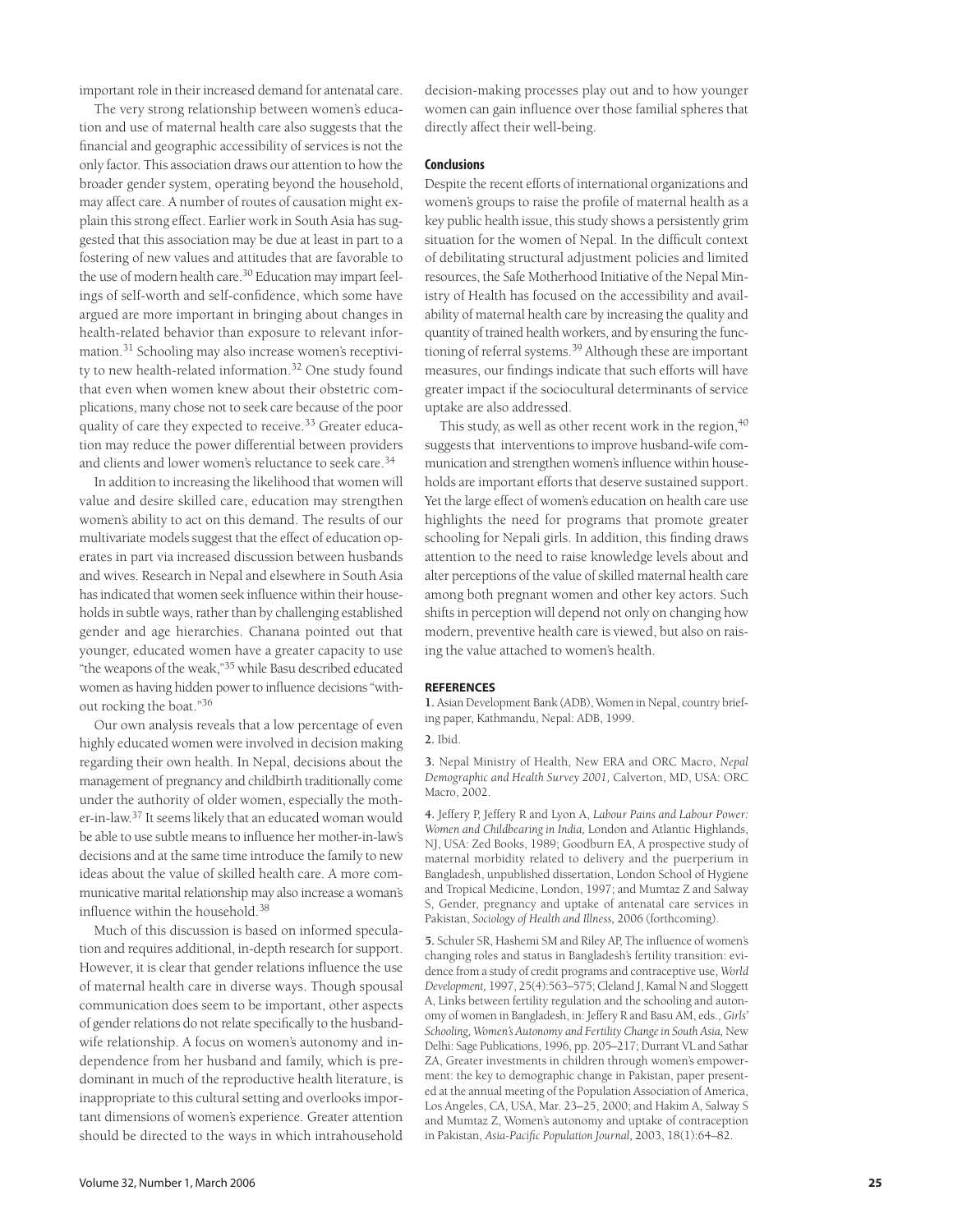important role in their increased demand for antenatal care.

The very strong relationship between women's education and use of maternal health care also suggests that the financial and geographic accessibility of services is not the only factor. This association draws our attention to how the broader gender system, operating beyond the household, may affect care. A number of routes of causation might explain this strong effect. Earlier work in South Asia has suggested that this association may be due at least in part to a fostering of new values and attitudes that are favorable to the use of modern health care.[30] Education may impart feelings of self-worth and self-confidence, which some have argued are more important in bringing about changes in health-related behavior than exposure to relevant information.[31] Schooling may also increase women's receptivity to new health-related information.[32] One study found that even when women knew about their obstetric complications, many chose not to seek care because of the poor quality of care they expected to receive.[33] Greater education may reduce the power differential between providers and clients and lower women's reluctance to seek care.[34]

In addition to increasing the likelihood that women will value and desire skilled care, education may strengthen women's ability to act on this demand. The results of our multivariate models suggest that the effect of education operates in part via increased discussion between husbands and wives. Research in Nepal and elsewhere in South Asia has indicated that women seek influence within their households in subtle ways, rather than by challenging established gender and age hierarchies. Chanana pointed out that younger, educated women have a greater capacity to use "the weapons of the weak,"[35] while Basu described educated women as having hidden power to influence decisions "without rocking the boat."[36]

Our own analysis reveals that a low percentage of even highly educated women were involved in decision making regarding their own health. In Nepal, decisions about the management of pregnancy and childbirth traditionally come under the authority of older women, especially the mother-in-law.[37] It seems likely that an educated woman would be able to use subtle means to influence her mother-in-law's decisions and at the same time introduce the family to new ideas about the value of skilled health care. A more communicative marital relationship may also increase a woman's influence within the household.[38]

Much of this discussion is based on informed speculation and requires additional, in-depth research for support. However, it is clear that gender relations influence the use of maternal health care in diverse ways. Though spousal communication does seem to be important, other aspects of gender relations do not relate specifically to the husband-wife relationship. A focus on women's autonomy and independence from her husband and family, which is predominant in much of the reproductive health literature, is inappropriate to this cultural setting and overlooks important dimensions of women's experience. Greater attention should be directed to the ways in which intrahousehold decision-making processes play out and to how younger women can gain influence over those familial spheres that directly affect their well-being.

### Conclusions

Despite the recent efforts of international organizations and women's groups to raise the profile of maternal health as a key public health issue, this study shows a persistently grim situation for the women of Nepal. In the difficult context of debilitating structural adjustment policies and limited resources, the Safe Motherhood Initiative of the Nepal Ministry of Health has focused on the accessibility and availability of maternal health care by increasing the quality and quantity of trained health workers, and by ensuring the functioning of referral systems.[39] Although these are important measures, our findings indicate that such efforts will have greater impact if the sociocultural determinants of service uptake are also addressed.

This study, as well as other recent work in the region,[40] suggests that interventions to improve husband-wife communication and strengthen women's influence within households are important efforts that deserve sustained support. Yet the large effect of women's education on health care use highlights the need for programs that promote greater schooling for Nepali girls. In addition, this finding draws attention to the need to raise knowledge levels about and alter perceptions of the value of skilled maternal health care among both pregnant women and other key actors. Such shifts in perception will depend not only on changing how modern, preventive health care is viewed, but also on raising the value attached to women's health.

#### REFERENCES

**1.** Asian Development Bank (ADB), Women in Nepal, country briefing paper, Kathmandu, Nepal: ADB, 1999.

**2.** Ibid.

**3.** Nepal Ministry of Health, New ERA and ORC Macro, *Nepal Demographic and Health Survey 2001,* Calverton, MD, USA: ORC Macro, 2002.

**4.** Jeffery P, Jeffery R and Lyon A, *Labour Pains and Labour Power: Women and Childbearing in India,* London and Atlantic Highlands, NJ, USA: Zed Books, 1989; Goodburn EA, A prospective study of maternal morbidity related to delivery and the puerperium in Bangladesh, unpublished dissertation, London School of Hygiene and Tropical Medicine, London, 1997; and Mumtaz Z and Salway S, Gender, pregnancy and uptake of antenatal care services in Pakistan, *Sociology of Health and Illness,* 2006 (forthcoming).

**5.** Schuler SR, Hashemi SM and Riley AP, The influence of women's changing roles and status in Bangladesh's fertility transition: evidence from a study of credit programs and contraceptive use, *World Development,* 1997, 25(4):563–575; Cleland J, Kamal N and Sloggett A, Links between fertility regulation and the schooling and autonomy of women in Bangladesh, in: Jeffery R and Basu AM, eds., *Girls' Schooling, Women's Autonomy and Fertility Change in South Asia,* New Delhi: Sage Publications, 1996, pp. 205–217; Durrant VL and Sathar ZA, Greater investments in children through women's empowerment: the key to demographic change in Pakistan, paper presented at the annual meeting of the Population Association of America, Los Angeles, CA, USA, Mar. 23–25, 2000; and Hakim A, Salway S and Mumtaz Z, Women's autonomy and uptake of contraception in Pakistan, *Asia-Pacific Population Journal,* 2003, 18(1):64–82.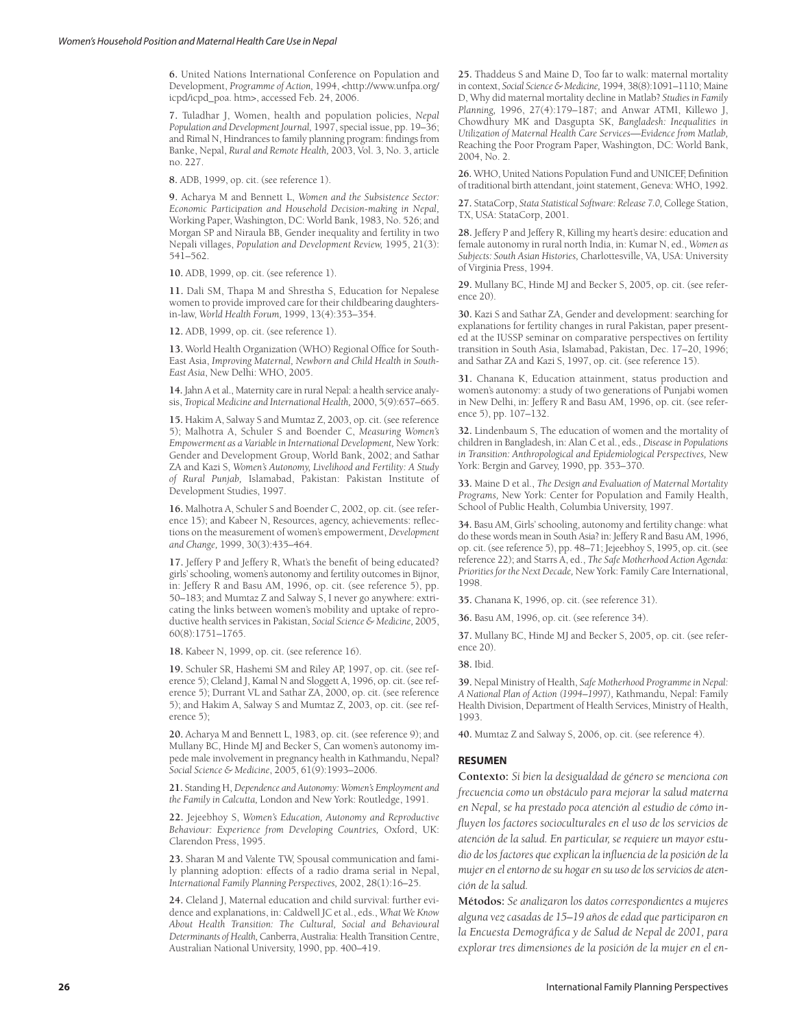**6.** United Nations International Conference on Population and Development, *Programme of Action,* 1994, <http://www.unfpa.org/icpd/icpd_poa. htm>, accessed Feb. 24, 2006.

**7.** Tuladhar J, Women, health and population policies, *Nepal Population and Development Journal,* 1997, special issue, pp. 19–36; and Rimal N, Hindrances to family planning program: findings from Banke, Nepal, *Rural and Remote Health,* 2003, Vol. 3, No. 3, article no. 227.

**8.** ADB, 1999, op. cit. (see reference 1).

**9.** Acharya M and Bennett L, *Women and the Subsistence Sector: Economic Participation and Household Decision-making in Nepal,* Working Paper, Washington, DC: World Bank, 1983, No. 526; and Morgan SP and Niraula BB, Gender inequality and fertility in two Nepali villages, *Population and Development Review,* 1995, 21(3): 541–562.

**10.** ADB, 1999, op. cit. (see reference 1).

**11.** Dali SM, Thapa M and Shrestha S, Education for Nepalese women to provide improved care for their childbearing daughters-in-law, *World Health Forum,* 1999, 13(4):353–354.

**12.** ADB, 1999, op. cit. (see reference 1).

**13.** World Health Organization (WHO) Regional Office for South-East Asia, *Improving Maternal, Newborn and Child Health in South-East Asia,* New Delhi: WHO, 2005.

**14.** Jahn A et al., Maternity care in rural Nepal: a health service analysis, *Tropical Medicine and International Health,* 2000, 5(9):657–665.

**15.** Hakim A, Salway S and Mumtaz Z, 2003, op. cit. (see reference 5); Malhotra A, Schuler S and Boender C, *Measuring Women's Empowerment as a Variable in International Development,* New York: Gender and Development Group, World Bank, 2002; and Sathar ZA and Kazi S, *Women's Autonomy, Livelihood and Fertility: A Study of Rural Punjab,* Islamabad, Pakistan: Pakistan Institute of Development Studies, 1997.

**16.** Malhotra A, Schuler S and Boender C, 2002, op. cit. (see reference 15); and Kabeer N, Resources, agency, achievements: reflections on the measurement of women's empowerment, *Development and Change,* 1999, 30(3):435–464.

**17.** Jeffery P and Jeffery R, What's the benefit of being educated? girls' schooling, women's autonomy and fertility outcomes in Bijnor, in: Jeffery R and Basu AM, 1996, op. cit. (see reference 5), pp. 50–183; and Mumtaz Z and Salway S, I never go anywhere: extricating the links between women's mobility and uptake of reproductive health services in Pakistan, *Social Science & Medicine,* 2005, 60(8):1751–1765.

**18.** Kabeer N, 1999, op. cit. (see reference 16).

**19.** Schuler SR, Hashemi SM and Riley AP, 1997, op. cit. (see reference 5); Cleland J, Kamal N and Sloggett A, 1996, op. cit. (see reference 5); Durrant VL and Sathar ZA, 2000, op. cit. (see reference 5); and Hakim A, Salway S and Mumtaz Z, 2003, op. cit. (see reference 5);

**20.** Acharya M and Bennett L, 1983, op. cit. (see reference 9); and Mullany BC, Hinde MJ and Becker S, Can women's autonomy impede male involvement in pregnancy health in Kathmandu, Nepal? *Social Science & Medicine,* 2005, 61(9):1993–2006.

**21.** Standing H, *Dependence and Autonomy: Women's Employment and the Family in Calcutta,* London and New York: Routledge, 1991.

**22.** Jejeebhoy S, *Women's Education, Autonomy and Reproductive Behaviour: Experience from Developing Countries,* Oxford, UK: Clarendon Press, 1995.

**23.** Sharan M and Valente TW, Spousal communication and family planning adoption: effects of a radio drama serial in Nepal, *International Family Planning Perspectives,* 2002, 28(1):16–25.

**24.** Cleland J, Maternal education and child survival: further evidence and explanations, in: Caldwell JC et al., eds., *What We Know About Health Transition: The Cultural, Social and Behavioural Determinants of Health,* Canberra, Australia: Health Transition Centre, Australian National University, 1990, pp. 400–419.

**25.** Thaddeus S and Maine D, Too far to walk: maternal mortality in context, *Social Science & Medicine,* 1994, 38(8):1091–1110; Maine D, Why did maternal mortality decline in Matlab? *Studies in Family Planning,* 1996, 27(4):179–187; and Anwar ATMI, Killewo J, Chowdhury MK and Dasgupta SK, *Bangladesh: Inequalities in Utilization of Maternal Health Care Services—Evidence from Matlab,* Reaching the Poor Program Paper, Washington, DC: World Bank, 2004, No. 2.

**26.** WHO, United Nations Population Fund and UNICEF, Definition of traditional birth attendant, joint statement, Geneva: WHO, 1992.

**27.** StataCorp, *Stata Statistical Software: Release 7.0,* College Station, TX, USA: StataCorp, 2001.

**28.** Jeffery P and Jeffery R, Killing my heart's desire: education and female autonomy in rural north India, in: Kumar N, ed., *Women as Subjects: South Asian Histories,* Charlottesville, VA, USA: University of Virginia Press, 1994.

**29.** Mullany BC, Hinde MJ and Becker S, 2005, op. cit. (see reference 20).

**30.** Kazi S and Sathar ZA, Gender and development: searching for explanations for fertility changes in rural Pakistan, paper presented at the IUSSP seminar on comparative perspectives on fertility transition in South Asia, Islamabad, Pakistan, Dec. 17–20, 1996; and Sathar ZA and Kazi S, 1997, op. cit. (see reference 15).

**31.** Chanana K, Education attainment, status production and women's autonomy: a study of two generations of Punjabi women in New Delhi, in: Jeffery R and Basu AM, 1996, op. cit. (see reference 5), pp. 107–132.

**32.** Lindenbaum S, The education of women and the mortality of children in Bangladesh, in: Alan C et al., eds., *Disease in Populations in Transition: Anthropological and Epidemiological Perspectives,* New York: Bergin and Garvey, 1990, pp. 353–370.

**33.** Maine D et al., *The Design and Evaluation of Maternal Mortality Programs,* New York: Center for Population and Family Health, School of Public Health, Columbia University, 1997.

**34.** Basu AM, Girls' schooling, autonomy and fertility change: what do these words mean in South Asia? in: Jeffery R and Basu AM, 1996, op. cit. (see reference 5), pp. 48–71; Jejeebhoy S, 1995, op. cit. (see reference 22); and Starrs A, ed., *The Safe Motherhood Action Agenda: Priorities for the Next Decade,* New York: Family Care International, 1998.

**35.** Chanana K, 1996, op. cit. (see reference 31).

**36.** Basu AM, 1996, op. cit. (see reference 34).

**37.** Mullany BC, Hinde MJ and Becker S, 2005, op. cit. (see reference 20).

**38.** Ibid.

**39.** Nepal Ministry of Health, *Safe Motherhood Programme in Nepal: A National Plan of Action (1994–1997),* Kathmandu, Nepal: Family Health Division, Department of Health Services, Ministry of Health, 1993.

**40.** Mumtaz Z and Salway S, 2006, op. cit. (see reference 4).

## RESUMEN

**Contexto:** *Si bien la desigualdad de género se menciona con frecuencia como un obstáculo para mejorar la salud materna en Nepal, se ha prestado poca atención al estudio de cómo influyen los factores socioculturales en el uso de los servicios de atención de la salud. En particular, se requiere un mayor estudio de los factores que explican la influencia de la posición de la mujer en el entorno de su hogar en su uso de los servicios de atención de la salud.*

**Métodos:** *Se analizaron los datos correspondientes a mujeres alguna vez casadas de 15–19 años de edad que participaron en la Encuesta Demográfica y de Salud de Nepal de 2001, para explorar tres dimensiones de la posición de la mujer en el en-*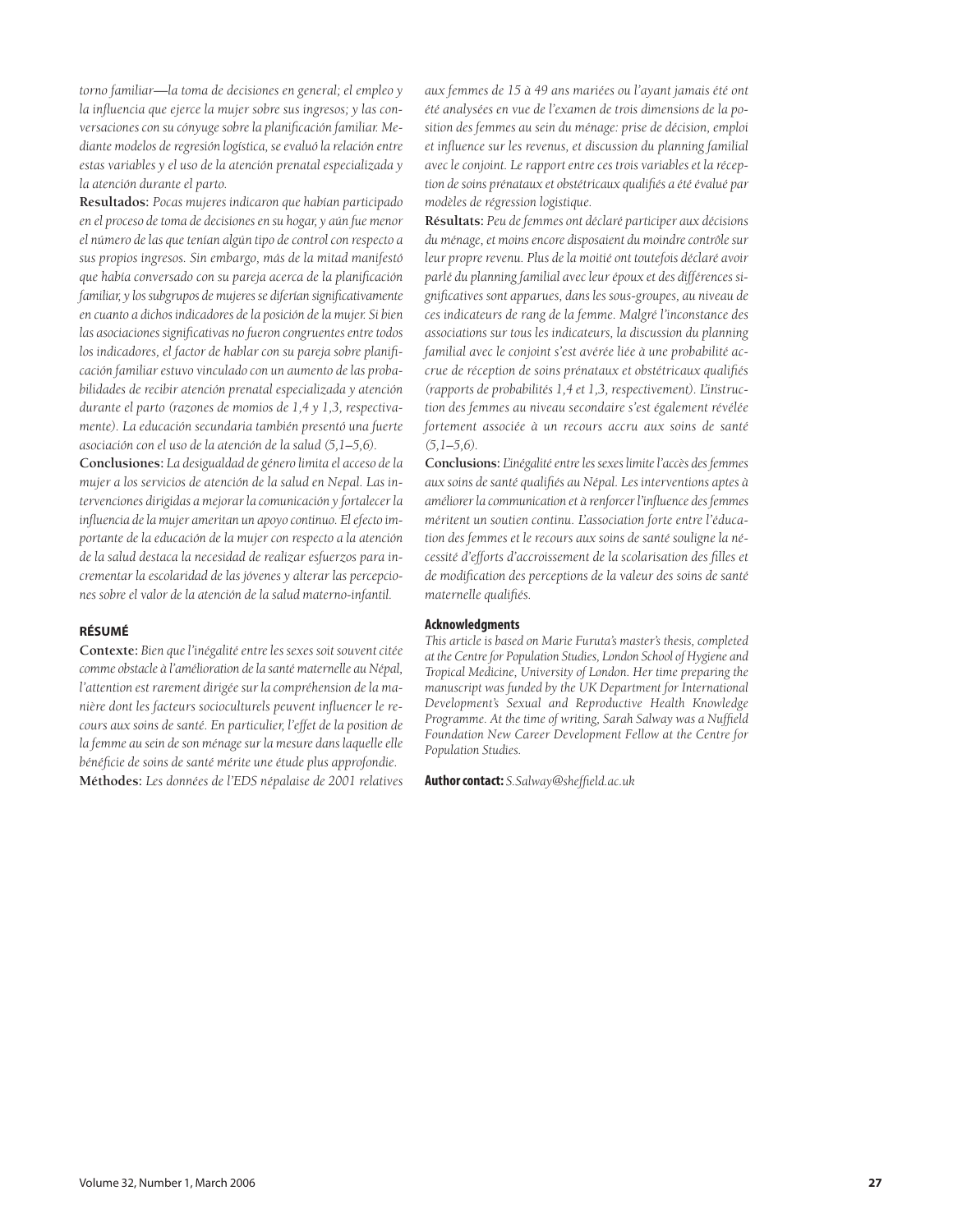*torno familiar—la toma de decisiones en general; el empleo y la influencia que ejerce la mujer sobre sus ingresos; y las conversaciones con su cónyuge sobre la planificación familiar. Mediante modelos de regresión logística, se evaluó la relación entre estas variables y el uso de la atención prenatal especializada y la atención durante el parto.*

**Resultados:** *Pocas mujeres indicaron que habían participado en el proceso de toma de decisiones en su hogar, y aún fue menor el número de las que tenían algún tipo de control con respecto a sus propios ingresos. Sin embargo, más de la mitad manifestó que había conversado con su pareja acerca de la planificación familiar, y los subgrupos de mujeres se diferían significativamente en cuanto a dichos indicadores de la posición de la mujer. Si bien las asociaciones significativas no fueron congruentes entre todos los indicadores, el factor de hablar con su pareja sobre planificación familiar estuvo vinculado con un aumento de las probabilidades de recibir atención prenatal especializada y atención durante el parto (razones de momios de 1,4 y 1,3, respectivamente). La educación secundaria también presentó una fuerte asociación con el uso de la atención de la salud (5,1–5,6).*

**Conclusiones:** *La desigualdad de género limita el acceso de la mujer a los servicios de atención de la salud en Nepal. Las intervenciones dirigidas a mejorar la comunicación y fortalecer la influencia de la mujer ameritan un apoyo continuo. El efecto importante de la educación de la mujer con respecto a la atención de la salud destaca la necesidad de realizar esfuerzos para incrementar la escolaridad de las jóvenes y alterar las percepciones sobre el valor de la atención de la salud materno-infantil.*

## RÉSUMÉ

**Contexte:** *Bien que l'inégalité entre les sexes soit souvent citée comme obstacle à l'amélioration de la santé maternelle au Népal, l'attention est rarement dirigée sur la compréhension de la manière dont les facteurs socioculturels peuvent influencer le recours aux soins de santé. En particulier, l'effet de la position de la femme au sein de son ménage sur la mesure dans laquelle elle bénéficie de soins de santé mérite une étude plus approfondie.*

**Méthodes:** *Les données de l'EDS népalaise de 2001 relatives aux femmes de 15 à 49 ans mariées ou l'ayant jamais été ont été analysées en vue de l'examen de trois dimensions de la position des femmes au sein du ménage: prise de décision, emploi et influence sur les revenus, et discussion du planning familial avec le conjoint. Le rapport entre ces trois variables et la réception de soins prénataux et obstétricaux qualifiés a été évalué par modèles de régression logistique.*

**Résultats:** *Peu de femmes ont déclaré participer aux décisions du ménage, et moins encore disposaient du moindre contrôle sur leur propre revenu. Plus de la moitié ont toutefois déclaré avoir parlé du planning familial avec leur époux et des différences significatives sont apparues, dans les sous-groupes, au niveau de ces indicateurs de rang de la femme. Malgré l'inconstance des associations sur tous les indicateurs, la discussion du planning familial avec le conjoint s'est avérée liée à une probabilité accrue de réception de soins prénataux et obstétricaux qualifiés (rapports de probabilités 1,4 et 1,3, respectivement). L'instruction des femmes au niveau secondaire s'est également révélée fortement associée à un recours accru aux soins de santé (5,1–5,6).*

**Conclusions:** *L'inégalité entre les sexes limite l'accès des femmes aux soins de santé qualifiés au Népal. Les interventions aptes à améliorer la communication et à renforcer l'influence des femmes méritent un soutien continu. L'association forte entre l'éducation des femmes et le recours aux soins de santé souligne la nécessité d'efforts d'accroissement de la scolarisation des filles et de modification des perceptions de la valeur des soins de santé maternelle qualifiés.*

### Acknowledgments

*This article is based on Marie Furuta's master's thesis, completed at the Centre for Population Studies, London School of Hygiene and Tropical Medicine, University of London. Her time preparing the manuscript was funded by the UK Department for International Development's Sexual and Reproductive Health Knowledge Programme. At the time of writing, Sarah Salway was a Nuffield Foundation New Career Development Fellow at the Centre for Population Studies.*

**Author contact:** *S.Salway@sheffield.ac.uk*